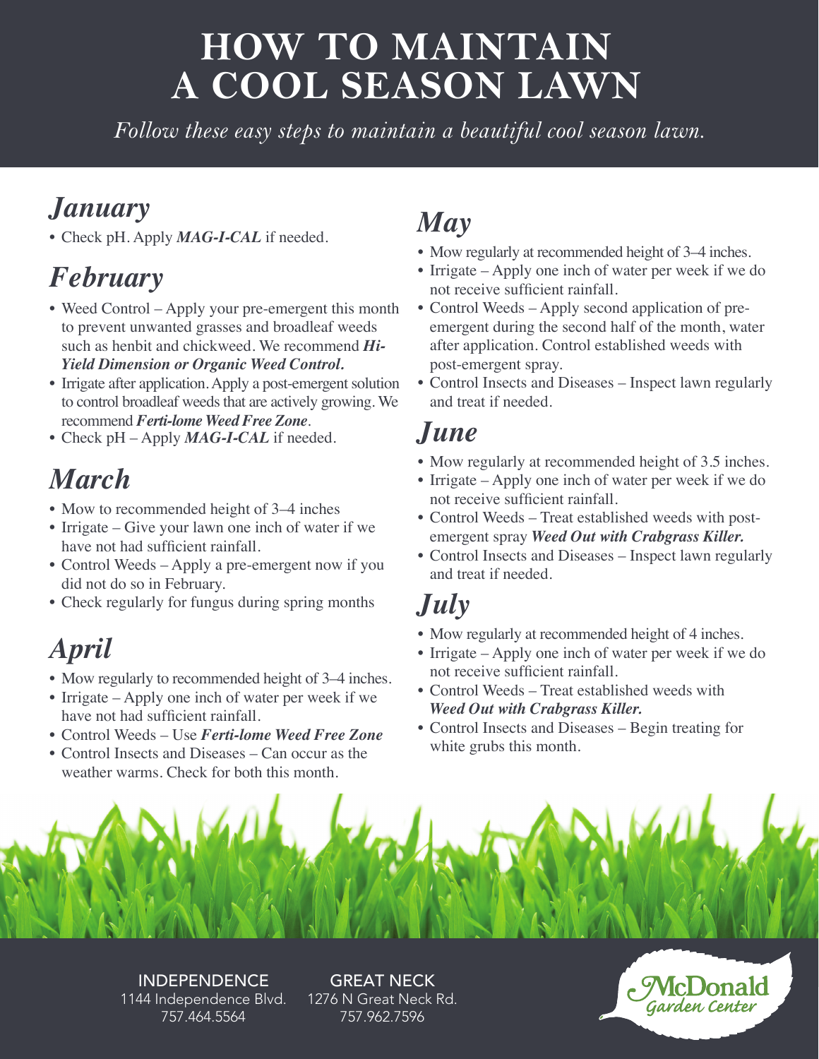# HOW TO MAINTAIN A COOL SEASON LAWN

*Follow these easy steps to maintain a beautiful cool season lawn.*

## *January*

- Check pH. Apply ***MAG-I-CAL*** if needed.

## *February*

- Weed Control – Apply your pre-emergent this month to prevent unwanted grasses and broadleaf weeds such as henbit and chickweed. We recommend ***Hi-Yield Dimension or Organic Weed Control.***
- Irrigate after application. Apply a post-emergent solution to control broadleaf weeds that are actively growing. We recommend ***Ferti-lome Weed Free Zone***.
- Check pH – Apply ***MAG-I-CAL*** if needed.

## *March*

- Mow to recommended height of 3–4 inches
- Irrigate – Give your lawn one inch of water if we have not had sufficient rainfall.
- Control Weeds – Apply a pre-emergent now if you did not do so in February.
- Check regularly for fungus during spring months

## *April*

- Mow regularly to recommended height of 3–4 inches.
- Irrigate – Apply one inch of water per week if we have not had sufficient rainfall.
- Control Weeds – Use ***Ferti-lome Weed Free Zone***
- Control Insects and Diseases – Can occur as the weather warms. Check for both this month.

## *May*

- Mow regularly at recommended height of 3–4 inches.
- Irrigate – Apply one inch of water per week if we do not receive sufficient rainfall.
- Control Weeds – Apply second application of pre-emergent during the second half of the month, water after application. Control established weeds with post-emergent spray.
- Control Insects and Diseases – Inspect lawn regularly and treat if needed.

## *June*

- Mow regularly at recommended height of 3.5 inches.
- Irrigate – Apply one inch of water per week if we do not receive sufficient rainfall.
- Control Weeds – Treat established weeds with post-emergent spray ***Weed Out with Crabgrass Killer.***
- Control Insects and Diseases – Inspect lawn regularly and treat if needed.

## *July*

- Mow regularly at recommended height of 4 inches.
- Irrigate – Apply one inch of water per week if we do not receive sufficient rainfall.
- Control Weeds – Treat established weeds with ***Weed Out with Crabgrass Killer.***
- Control Insects and Diseases – Begin treating for white grubs this month.

INDEPENDENCE
1144 Independence Blvd.
757.464.5564

GREAT NECK
1276 N Great Neck Rd.
757.962.7596

McDonald Garden Center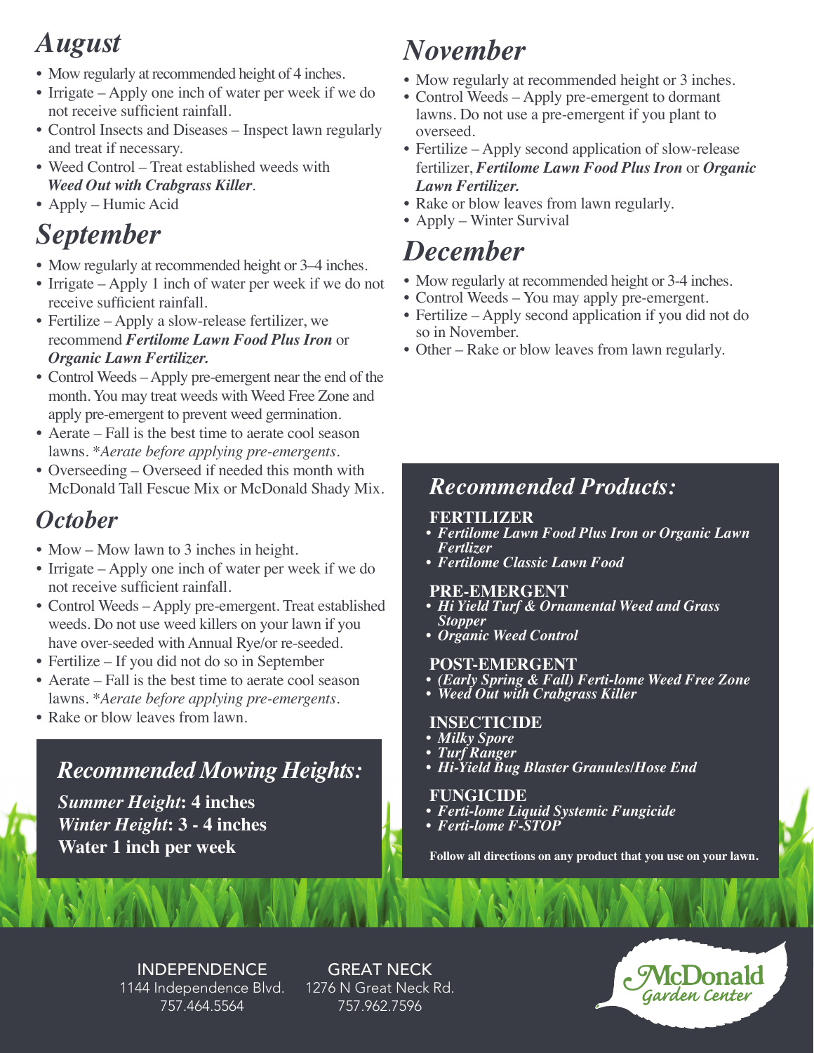## August

- Mow regularly at recommended height of 4 inches.
- Irrigate – Apply one inch of water per week if we do not receive sufficient rainfall.
- Control Insects and Diseases – Inspect lawn regularly and treat if necessary.
- Weed Control – Treat established weeds with ***Weed Out with Crabgrass Killer***.
- Apply – Humic Acid

## September

- Mow regularly at recommended height or 3–4 inches.
- Irrigate – Apply 1 inch of water per week if we do not receive sufficient rainfall.
- Fertilize – Apply a slow-release fertilizer, we recommend ***Fertilome Lawn Food Plus Iron*** or ***Organic Lawn Fertilizer.***
- Control Weeds – Apply pre-emergent near the end of the month. You may treat weeds with Weed Free Zone and apply pre-emergent to prevent weed germination.
- Aerate – Fall is the best time to aerate cool season lawns. **Aerate before applying pre-emergents.*
- Overseeding – Overseed if needed this month with McDonald Tall Fescue Mix or McDonald Shady Mix.

## October

- Mow – Mow lawn to 3 inches in height.
- Irrigate – Apply one inch of water per week if we do not receive sufficient rainfall.
- Control Weeds – Apply pre-emergent. Treat established weeds. Do not use weed killers on your lawn if you have over-seeded with Annual Rye/or re-seeded.
- Fertilize – If you did not do so in September
- Aerate – Fall is the best time to aerate cool season lawns. **Aerate before applying pre-emergents.*
- Rake or blow leaves from lawn.

### *Recommended Mowing Heights:*

***Summer Height*: 4 inches**
***Winter Height*: 3 - 4 inches**
**Water 1 inch per week**

## November

- Mow regularly at recommended height or 3 inches.
- Control Weeds – Apply pre-emergent to dormant lawns. Do not use a pre-emergent if you plant to overseed.
- Fertilize – Apply second application of slow-release fertilizer, ***Fertilome Lawn Food Plus Iron*** or ***Organic Lawn Fertilizer.***
- Rake or blow leaves from lawn regularly.
- Apply – Winter Survival

## December

- Mow regularly at recommended height or 3-4 inches.
- Control Weeds – You may apply pre-emergent.
- Fertilize – Apply second application if you did not do so in November.
- Other – Rake or blow leaves from lawn regularly.

### *Recommended Products:*

**FERTILIZER**
- ***Fertilome Lawn Food Plus Iron or Organic Lawn Fertlizer***
- ***Fertilome Classic Lawn Food***

**PRE-EMERGENT**
- ***Hi Yield Turf & Ornamental Weed and Grass Stopper***
- ***Organic Weed Control***

**POST-EMERGENT**
- ***(Early Spring & Fall) Ferti-lome Weed Free Zone***
- ***Weed Out with Crabgrass Killer***

**INSECTICIDE**
- ***Milky Spore***
- ***Turf Ranger***
- ***Hi-Yield Bug Blaster Granules/Hose End***

**FUNGICIDE**
- ***Ferti-lome Liquid Systemic Fungicide***
- ***Ferti-lome F-STOP***

**Follow all directions on any product that you use on your lawn.**

INDEPENDENCE
1144 Independence Blvd.
757.464.5564

GREAT NECK
1276 N Great Neck Rd.
757.962.7596

McDonald Garden Center